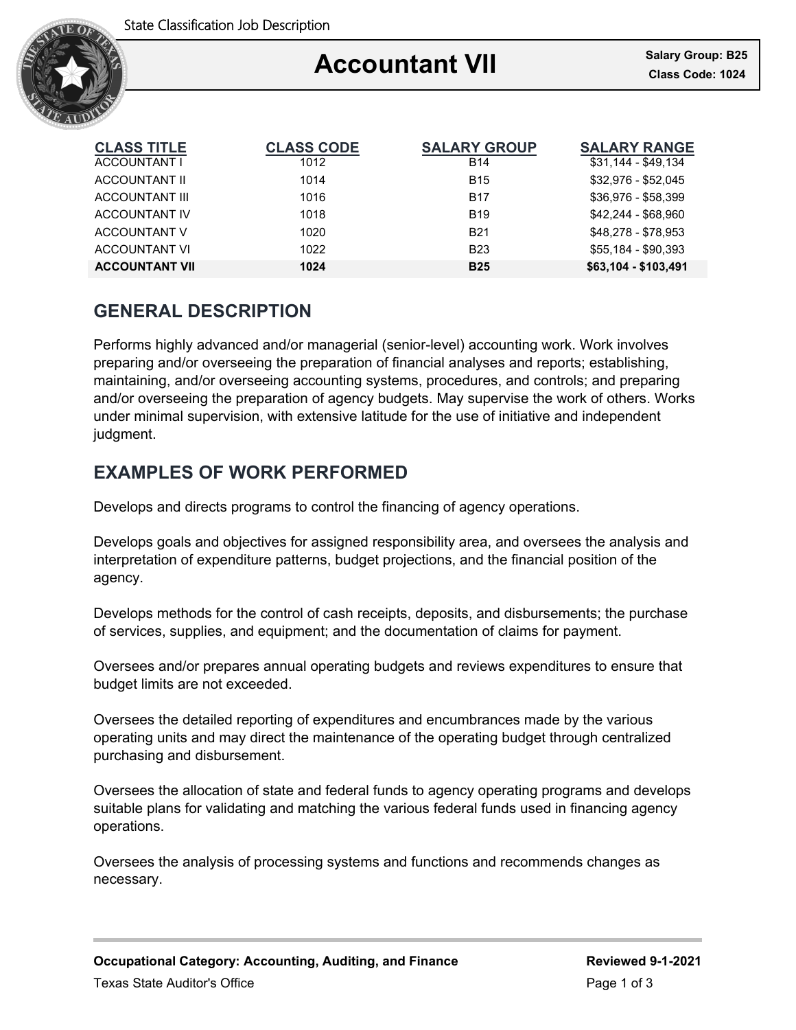State Classification Job Description

# Accountant VII

**Salary Group: B25**
**Class Code: 1024**

| CLASS TITLE | CLASS CODE | SALARY GROUP | SALARY RANGE |
|---|---|---|---|
| ACCOUNTANT I | 1012 | B14 | $31,144 - $49,134 |
| ACCOUNTANT II | 1014 | B15 | $32,976 - $52,045 |
| ACCOUNTANT III | 1016 | B17 | $36,976 - $58,399 |
| ACCOUNTANT IV | 1018 | B19 | $42,244 - $68,960 |
| ACCOUNTANT V | 1020 | B21 | $48,278 - $78,953 |
| ACCOUNTANT VI | 1022 | B23 | $55,184 - $90,393 |
| **ACCOUNTANT VII** | **1024** | **B25** | **$63,104 - $103,491** |

## GENERAL DESCRIPTION

Performs highly advanced and/or managerial (senior-level) accounting work. Work involves preparing and/or overseeing the preparation of financial analyses and reports; establishing, maintaining, and/or overseeing accounting systems, procedures, and controls; and preparing and/or overseeing the preparation of agency budgets. May supervise the work of others. Works under minimal supervision, with extensive latitude for the use of initiative and independent judgment.

## EXAMPLES OF WORK PERFORMED

Develops and directs programs to control the financing of agency operations.

Develops goals and objectives for assigned responsibility area, and oversees the analysis and interpretation of expenditure patterns, budget projections, and the financial position of the agency.

Develops methods for the control of cash receipts, deposits, and disbursements; the purchase of services, supplies, and equipment; and the documentation of claims for payment.

Oversees and/or prepares annual operating budgets and reviews expenditures to ensure that budget limits are not exceeded.

Oversees the detailed reporting of expenditures and encumbrances made by the various operating units and may direct the maintenance of the operating budget through centralized purchasing and disbursement.

Oversees the allocation of state and federal funds to agency operating programs and develops suitable plans for validating and matching the various federal funds used in financing agency operations.

Oversees the analysis of processing systems and functions and recommends changes as necessary.

**Occupational Category: Accounting, Auditing, and Finance** — **Reviewed 9-1-2021**

Texas State Auditor's Office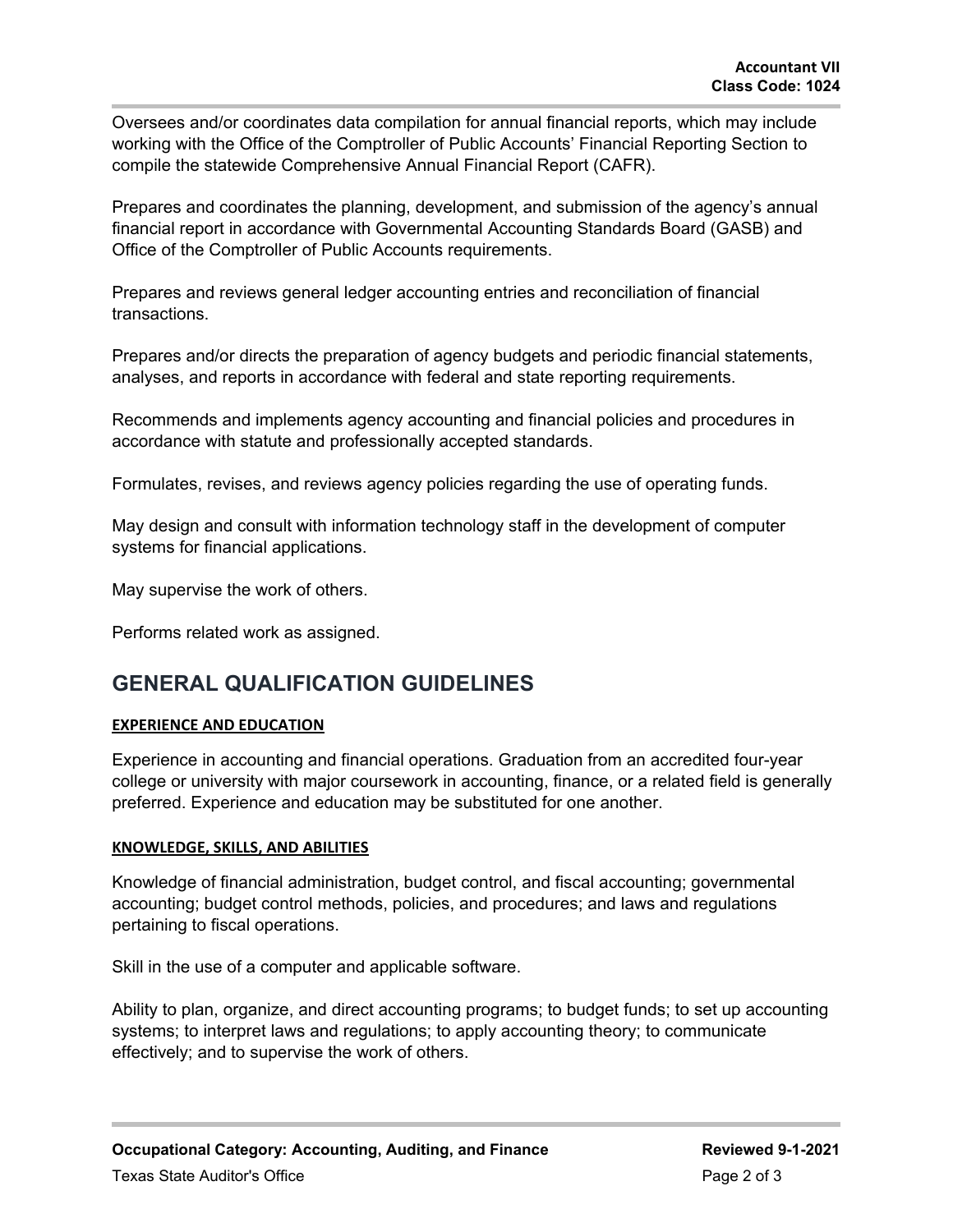Oversees and/or coordinates data compilation for annual financial reports, which may include working with the Office of the Comptroller of Public Accounts' Financial Reporting Section to compile the statewide Comprehensive Annual Financial Report (CAFR).

Prepares and coordinates the planning, development, and submission of the agency's annual financial report in accordance with Governmental Accounting Standards Board (GASB) and Office of the Comptroller of Public Accounts requirements.

Prepares and reviews general ledger accounting entries and reconciliation of financial transactions.

Prepares and/or directs the preparation of agency budgets and periodic financial statements, analyses, and reports in accordance with federal and state reporting requirements.

Recommends and implements agency accounting and financial policies and procedures in accordance with statute and professionally accepted standards.

Formulates, revises, and reviews agency policies regarding the use of operating funds.

May design and consult with information technology staff in the development of computer systems for financial applications.

May supervise the work of others.

Performs related work as assigned.

## GENERAL QUALIFICATION GUIDELINES

### EXPERIENCE AND EDUCATION

Experience in accounting and financial operations. Graduation from an accredited four-year college or university with major coursework in accounting, finance, or a related field is generally preferred. Experience and education may be substituted for one another.

### KNOWLEDGE, SKILLS, AND ABILITIES

Knowledge of financial administration, budget control, and fiscal accounting; governmental accounting; budget control methods, policies, and procedures; and laws and regulations pertaining to fiscal operations.

Skill in the use of a computer and applicable software.

Ability to plan, organize, and direct accounting programs; to budget funds; to set up accounting systems; to interpret laws and regulations; to apply accounting theory; to communicate effectively; and to supervise the work of others.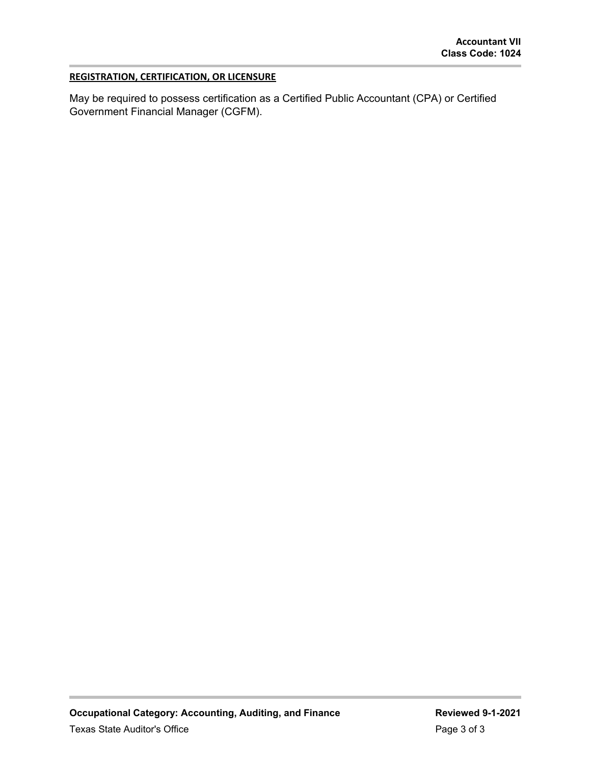## REGISTRATION, CERTIFICATION, OR LICENSURE

May be required to possess certification as a Certified Public Accountant (CPA) or Certified Government Financial Manager (CGFM).